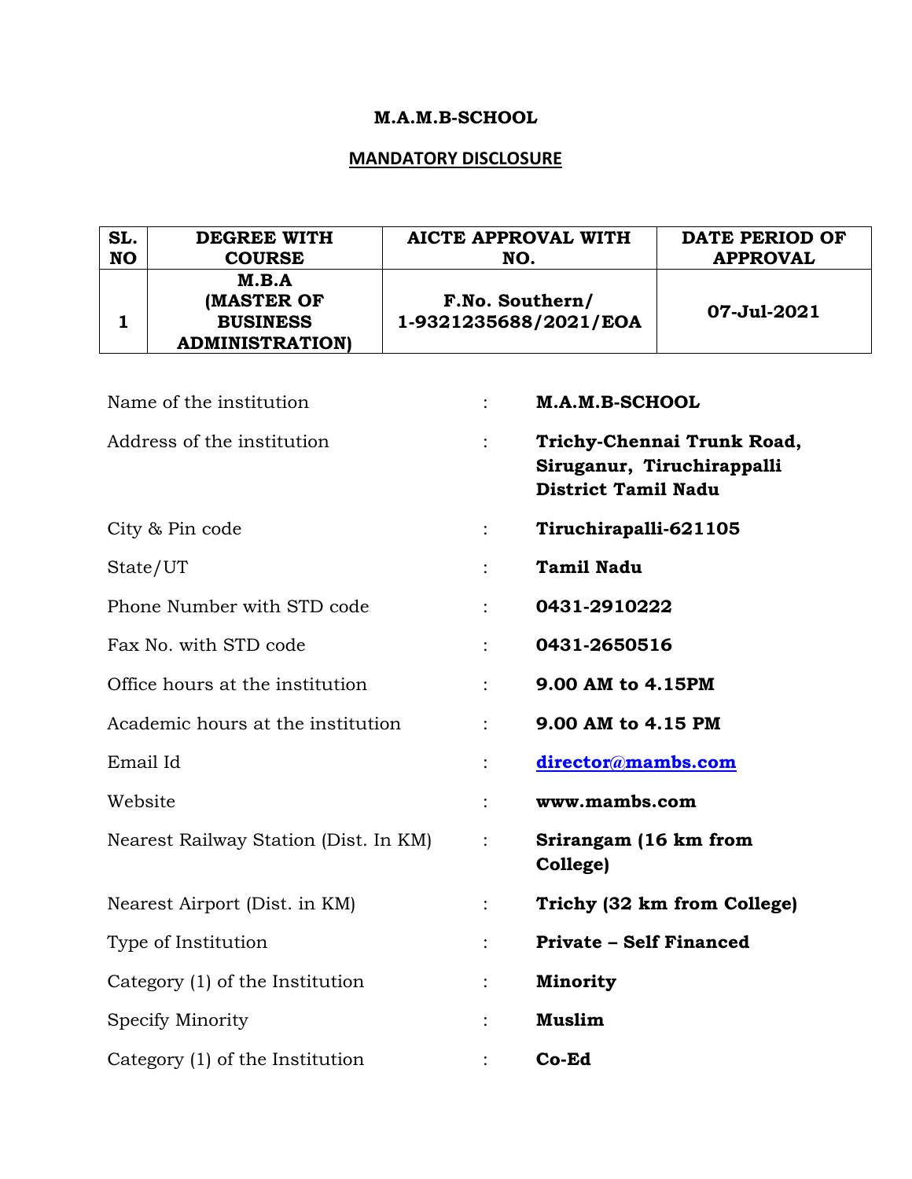# M.A.M.B-SCHOOL

## MANDATORY DISCLOSURE

| SL. NO | DEGREE WITH COURSE | AICTE APPROVAL WITH NO. | DATE PERIOD OF APPROVAL |
|---|---|---|---|
| 1 | M.B.A (MASTER OF BUSINESS ADMINISTRATION) | F.No. Southern/ 1-9321235688/2021/EOA | 07-Jul-2021 |

| | | |
|---|---|---|
| Name of the institution | : | **M.A.M.B-SCHOOL** |
| Address of the institution | : | **Trichy-Chennai Trunk Road, Siruganur, Tiruchirappalli District Tamil Nadu** |
| City & Pin code | : | **Tiruchirapalli-621105** |
| State/UT | : | **Tamil Nadu** |
| Phone Number with STD code | : | **0431-2910222** |
| Fax No. with STD code | : | **0431-2650516** |
| Office hours at the institution | : | **9.00 AM to 4.15PM** |
| Academic hours at the institution | : | **9.00 AM to 4.15 PM** |
| Email Id | : | **director@mambs.com** |
| Website | : | **www.mambs.com** |
| Nearest Railway Station (Dist. In KM) | : | **Srirangam (16 km from College)** |
| Nearest Airport (Dist. in KM) | : | **Trichy (32 km from College)** |
| Type of Institution | : | **Private – Self Financed** |
| Category (1) of the Institution | : | **Minority** |
| Specify Minority | : | **Muslim** |
| Category (1) of the Institution | : | **Co-Ed** |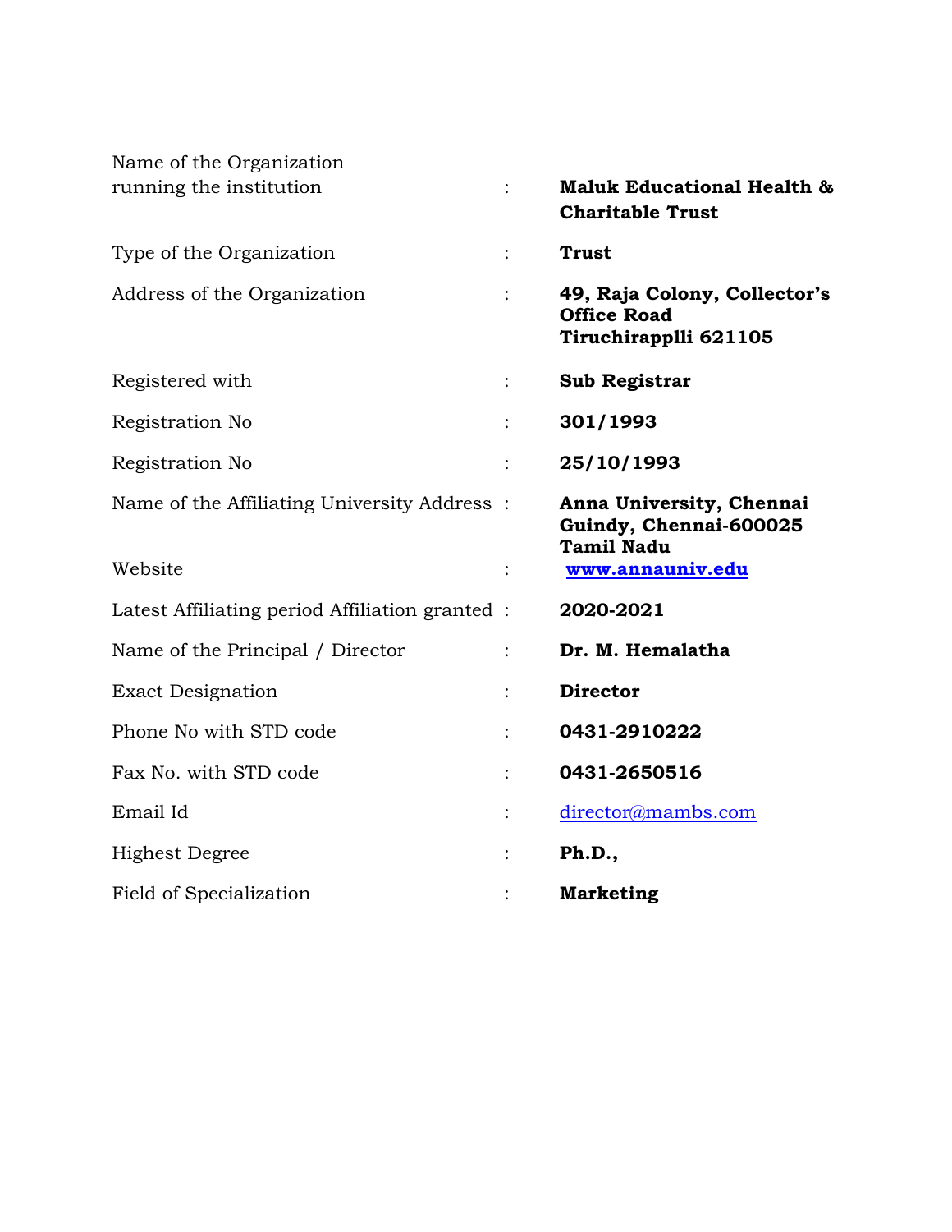| Field | | Value |
|---|---|---|
| Name of the Organization running the institution | : | **Maluk Educational Health & Charitable Trust** |
| Type of the Organization | : | **Trust** |
| Address of the Organization | : | **49, Raja Colony, Collector's Office Road Tiruchirapplli 621105** |
| Registered with | : | **Sub Registrar** |
| Registration No | : | **301/1993** |
| Registration No | : | **25/10/1993** |
| Name of the Affiliating University Address | : | **Anna University, Chennai Guindy, Chennai-600025 Tamil Nadu** |
| Website | : | **www.annauniv.edu** |
| Latest Affiliating period Affiliation granted | : | **2020-2021** |
| Name of the Principal / Director | : | **Dr. M. Hemalatha** |
| Exact Designation | : | **Director** |
| Phone No with STD code | : | **0431-2910222** |
| Fax No. with STD code | : | **0431-2650516** |
| Email Id | : | director@mambs.com |
| Highest Degree | : | **Ph.D.,** |
| Field of Specialization | : | **Marketing** |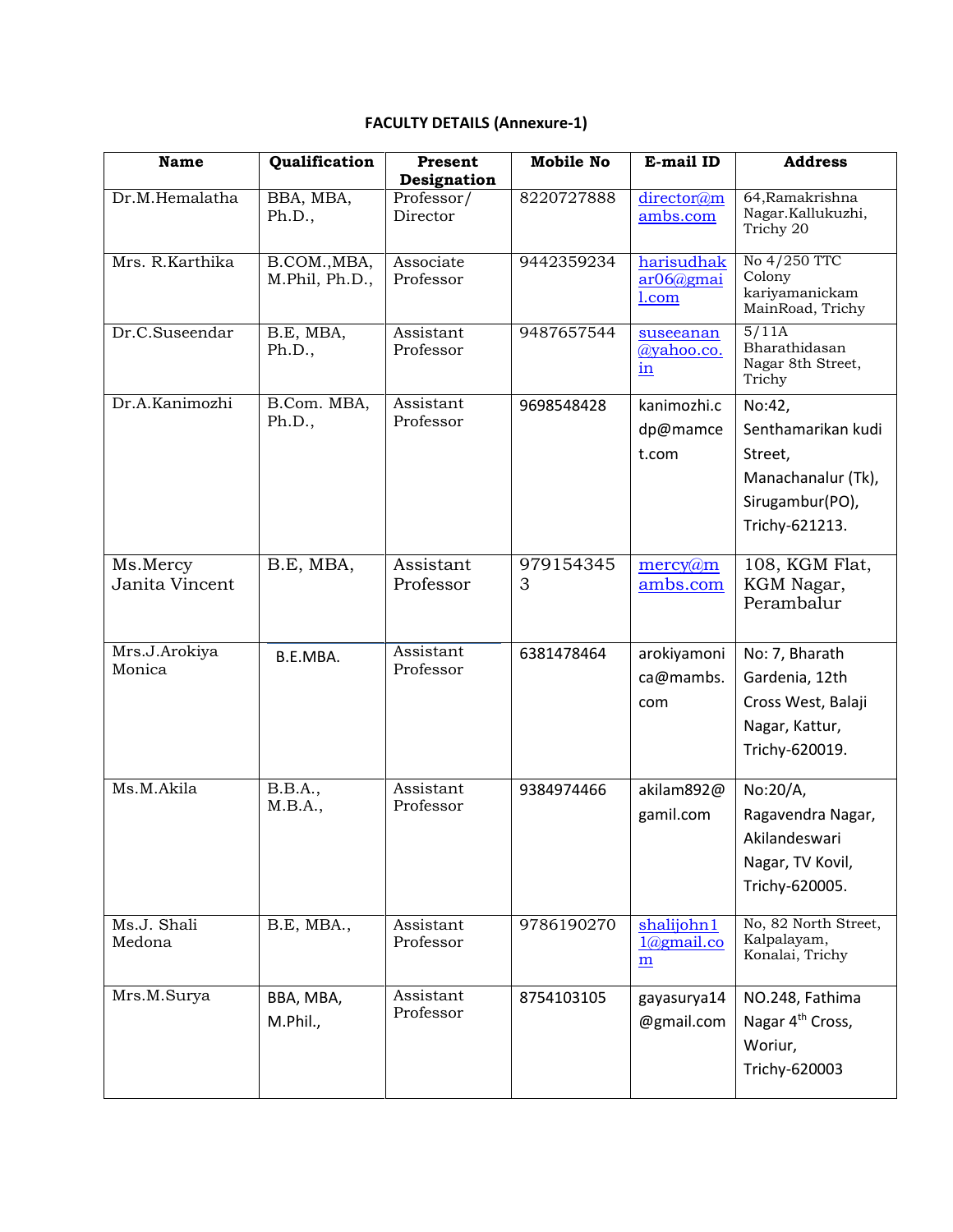**FACULTY DETAILS (Annexure-1)**

| Name | Qualification | Present Designation | Mobile No | E-mail ID | Address |
|---|---|---|---|---|---|
| Dr.M.Hemalatha | BBA, MBA, Ph.D., | Professor/ Director | 8220727888 | director@mambs.com | 64,Ramakrishna Nagar.Kallukuzhi, Trichy 20 |
| Mrs. R.Karthika | B.COM.,MBA, M.Phil, Ph.D., | Associate Professor | 9442359234 | harisudhakar06@gmail.com | No 4/250 TTC Colony kariyamanickam MainRoad, Trichy |
| Dr.C.Suseendar | B.E, MBA, Ph.D., | Assistant Professor | 9487657544 | suseeanan@yahoo.co.in | 5/11A Bharathidasan Nagar 8th Street, Trichy |
| Dr.A.Kanimozhi | B.Com. MBA, Ph.D., | Assistant Professor | 9698548428 | kanimozhi.cdp@mamcet.com | No:42, Senthamarikan kudi Street, Manachanalur (Tk), Sirugambur(PO), Trichy-621213. |
| Ms.Mercy Janita Vincent | B.E, MBA, | Assistant Professor | 9791543453 | mercy@mambs.com | 108, KGM Flat, KGM Nagar, Perambalur |
| Mrs.J.Arokiya Monica | B.E.MBA. | Assistant Professor | 6381478464 | arokiyamonica@mambs.com | No: 7, Bharath Gardenia, 12th Cross West, Balaji Nagar, Kattur, Trichy-620019. |
| Ms.M.Akila | B.B.A., M.B.A., | Assistant Professor | 9384974466 | akilam892@gamil.com | No:20/A, Ragavendra Nagar, Akilandeswari Nagar, TV Kovil, Trichy-620005. |
| Ms.J. Shali Medona | B.E, MBA., | Assistant Professor | 9786190270 | shalijohn11@gmail.com | No, 82 North Street, Kalpalayam, Konalai, Trichy |
| Mrs.M.Surya | BBA, MBA, M.Phil., | Assistant Professor | 8754103105 | gayasurya14@gmail.com | NO.248, Fathima Nagar 4th Cross, Woriur, Trichy-620003 |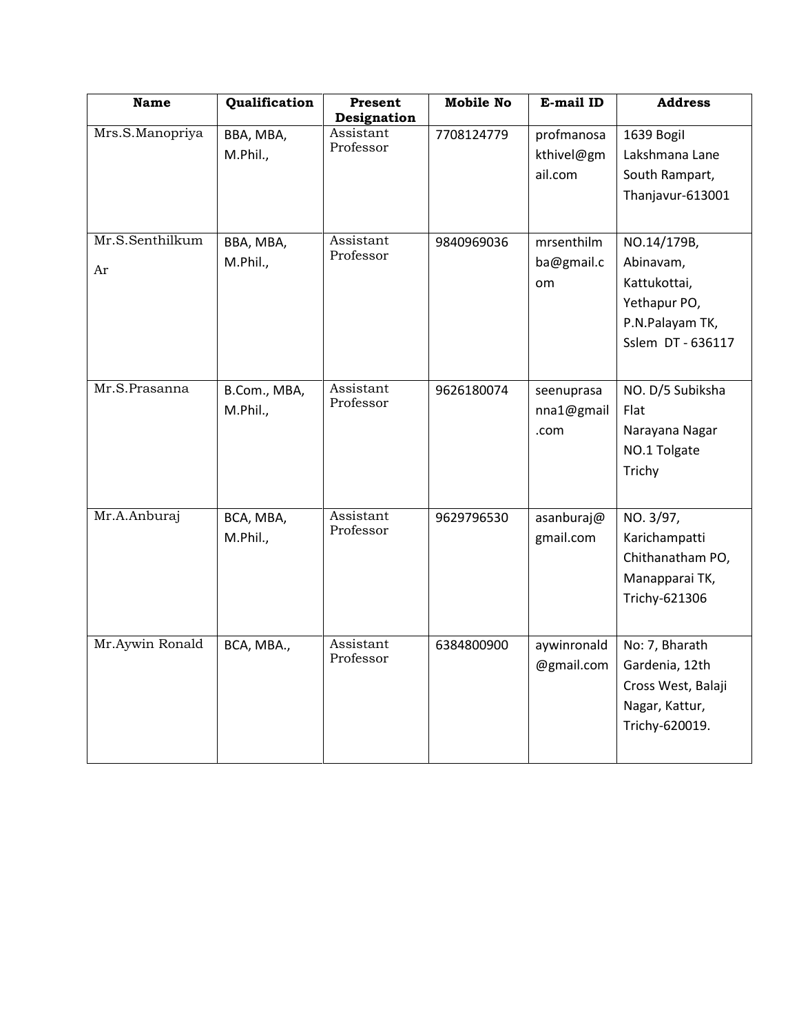| Name | Qualification | Present Designation | Mobile No | E-mail ID | Address |
|---|---|---|---|---|---|
| Mrs.S.Manopriya | BBA, MBA, M.Phil., | Assistant Professor | 7708124779 | profmanosakthivel@gmail.com | 1639 Bogil Lakshmana Lane South Rampart, Thanjavur-613001 |
| Mr.S.Senthilkum Ar | BBA, MBA, M.Phil., | Assistant Professor | 9840969036 | mrsenthilmba@gmail.com | NO.14/179B, Abinavam, Kattukottai, Yethapur PO, P.N.Palayam TK, Sslem DT - 636117 |
| Mr.S.Prasanna | B.Com., MBA, M.Phil., | Assistant Professor | 9626180074 | seenuprasanna1@gmail.com | NO. D/5 Subiksha Flat Narayana Nagar NO.1 Tolgate Trichy |
| Mr.A.Anburaj | BCA, MBA, M.Phil., | Assistant Professor | 9629796530 | asanburaj@gmail.com | NO. 3/97, Karichampatti Chithanatham PO, Manapparai TK, Trichy-621306 |
| Mr.Aywin Ronald | BCA, MBA., | Assistant Professor | 6384800900 | aywinronald@gmail.com | No: 7, Bharath Gardenia, 12th Cross West, Balaji Nagar, Kattur, Trichy-620019. |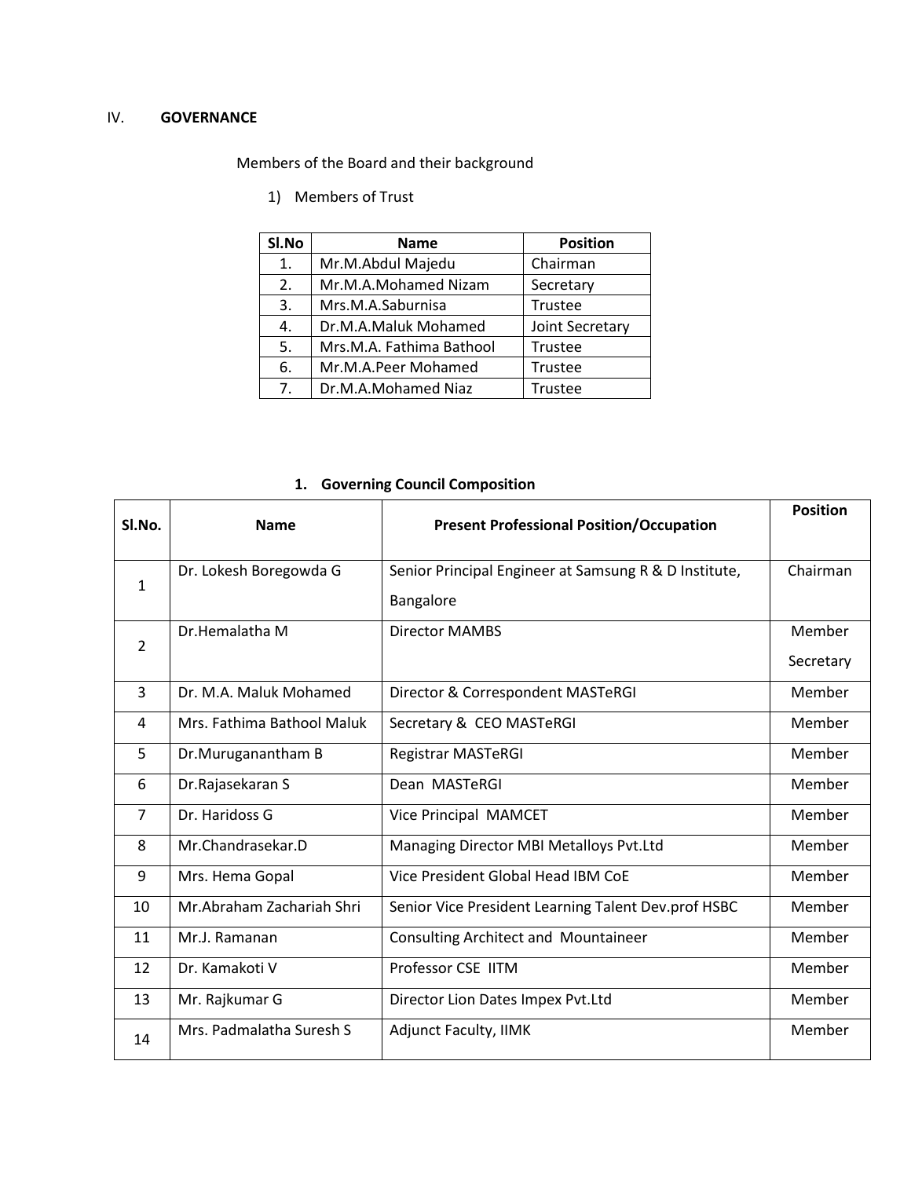## IV. GOVERNANCE

Members of the Board and their background

1) Members of Trust

| Sl.No | Name | Position |
|---|---|---|
| 1. | Mr.M.Abdul Majedu | Chairman |
| 2. | Mr.M.A.Mohamed Nizam | Secretary |
| 3. | Mrs.M.A.Saburnisa | Trustee |
| 4. | Dr.M.A.Maluk Mohamed | Joint Secretary |
| 5. | Mrs.M.A. Fathima Bathool | Trustee |
| 6. | Mr.M.A.Peer Mohamed | Trustee |
| 7. | Dr.M.A.Mohamed Niaz | Trustee |

### 1. Governing Council Composition

| Sl.No. | Name | Present Professional Position/Occupation | Position |
|---|---|---|---|
| 1 | Dr. Lokesh Boregowda G | Senior Principal Engineer at Samsung R & D Institute, Bangalore | Chairman |
| 2 | Dr.Hemalatha M | Director MAMBS | Member Secretary |
| 3 | Dr. M.A. Maluk Mohamed | Director & Correspondent MASTeRGI | Member |
| 4 | Mrs. Fathima Bathool Maluk | Secretary & CEO MASTeRGI | Member |
| 5 | Dr.Muruganantham B | Registrar MASTeRGI | Member |
| 6 | Dr.Rajasekaran S | Dean MASTeRGI | Member |
| 7 | Dr. Haridoss G | Vice Principal MAMCET | Member |
| 8 | Mr.Chandrasekar.D | Managing Director MBI Metalloys Pvt.Ltd | Member |
| 9 | Mrs. Hema Gopal | Vice President Global Head IBM CoE | Member |
| 10 | Mr.Abraham Zachariah Shri | Senior Vice President Learning Talent Dev.prof HSBC | Member |
| 11 | Mr.J. Ramanan | Consulting Architect and Mountaineer | Member |
| 12 | Dr. Kamakoti V | Professor CSE IITM | Member |
| 13 | Mr. Rajkumar G | Director Lion Dates Impex Pvt.Ltd | Member |
| 14 | Mrs. Padmalatha Suresh S | Adjunct Faculty, IIMK | Member |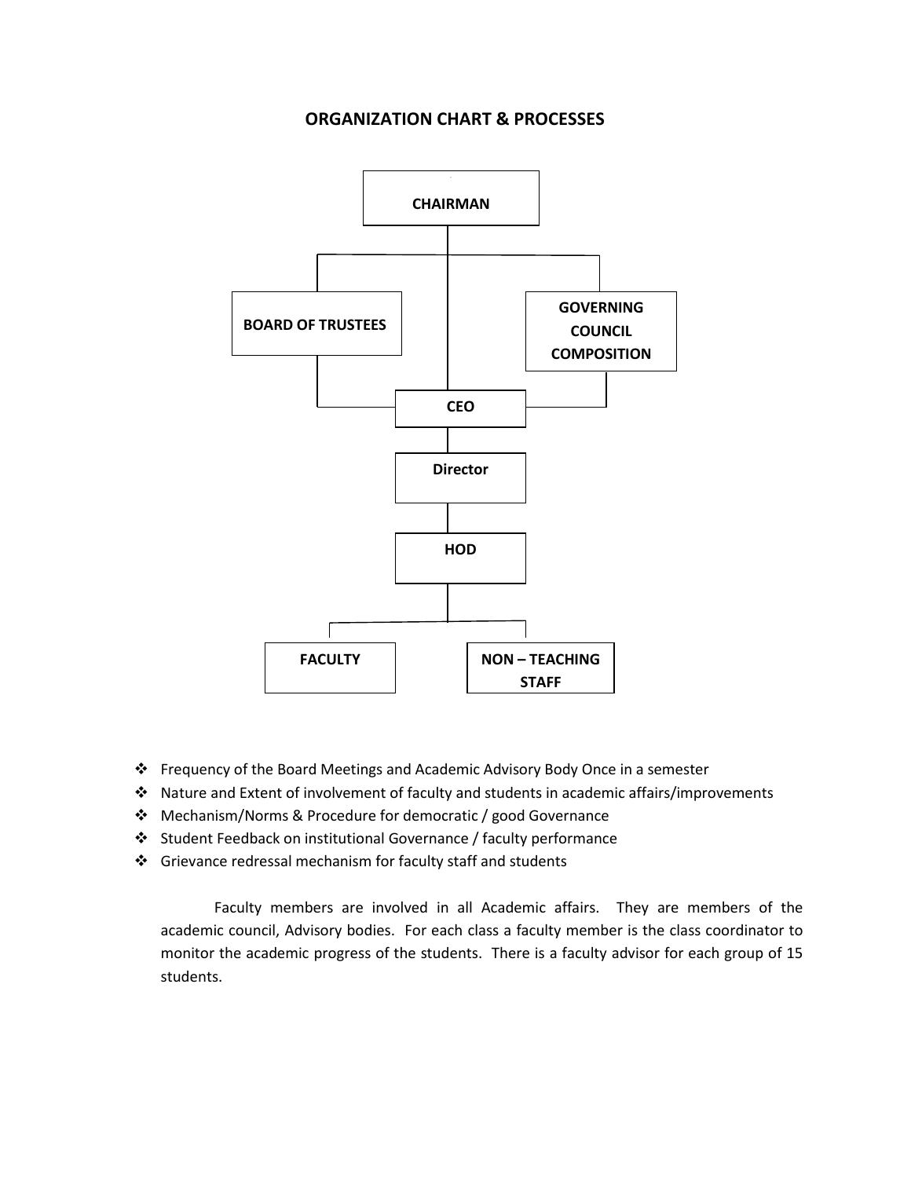## ORGANIZATION CHART & PROCESSES

CHAIRMAN

BOARD OF TRUSTEES

GOVERNING COUNCIL COMPOSITION

CEO

Director

HOD

FACULTY

NON – TEACHING STAFF

- Frequency of the Board Meetings and Academic Advisory Body Once in a semester
- Nature and Extent of involvement of faculty and students in academic affairs/improvements
- Mechanism/Norms & Procedure for democratic / good Governance
- Student Feedback on institutional Governance / faculty performance
- Grievance redressal mechanism for faculty staff and students

Faculty members are involved in all Academic affairs. They are members of the academic council, Advisory bodies. For each class a faculty member is the class coordinator to monitor the academic progress of the students. There is a faculty advisor for each group of 15 students.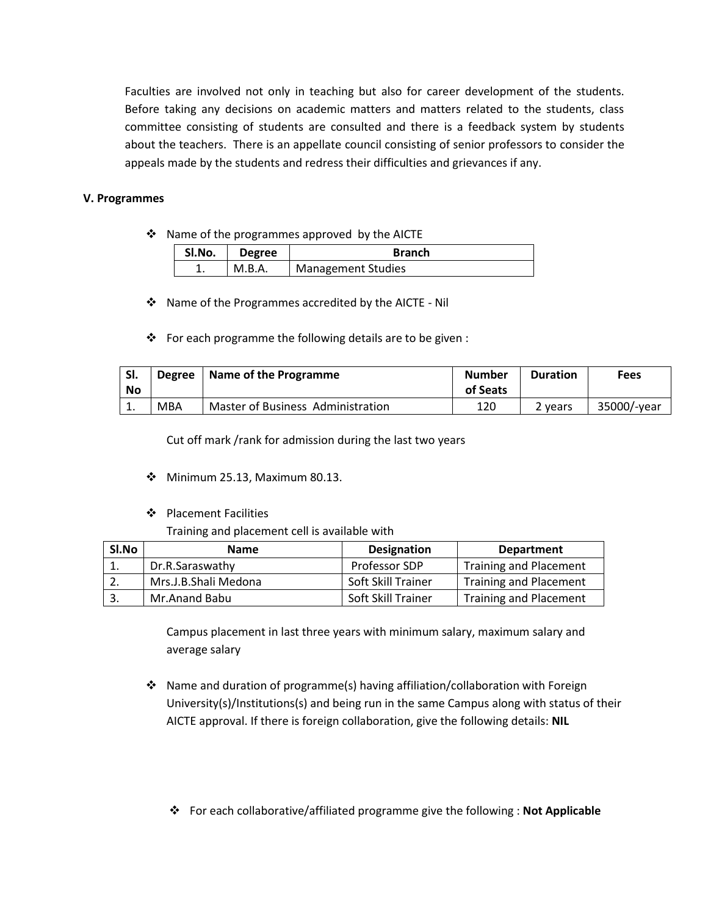Faculties are involved not only in teaching but also for career development of the students. Before taking any decisions on academic matters and matters related to the students, class committee consisting of students are consulted and there is a feedback system by students about the teachers. There is an appellate council consisting of senior professors to consider the appeals made by the students and redress their difficulties and grievances if any.

### V. Programmes

- Name of the programmes approved by the AICTE

| Sl.No. | Degree | Branch |
|---|---|---|
| 1. | M.B.A. | Management Studies |

- Name of the Programmes accredited by the AICTE - Nil

- For each programme the following details are to be given :

| Sl. No | Degree | Name of the Programme | Number of Seats | Duration | Fees |
|---|---|---|---|---|---|
| 1. | MBA | Master of Business Administration | 120 | 2 years | 35000/-year |

Cut off mark /rank for admission during the last two years

- Minimum 25.13, Maximum 80.13.

- Placement Facilities

  Training and placement cell is available with

| Sl.No | Name | Designation | Department |
|---|---|---|---|
| 1. | Dr.R.Saraswathy | Professor SDP | Training and Placement |
| 2. | Mrs.J.B.Shali Medona | Soft Skill Trainer | Training and Placement |
| 3. | Mr.Anand Babu | Soft Skill Trainer | Training and Placement |

Campus placement in last three years with minimum salary, maximum salary and average salary

- Name and duration of programme(s) having affiliation/collaboration with Foreign University(s)/Institutions(s) and being run in the same Campus along with status of their AICTE approval. If there is foreign collaboration, give the following details: **NIL**

- For each collaborative/affiliated programme give the following : **Not Applicable**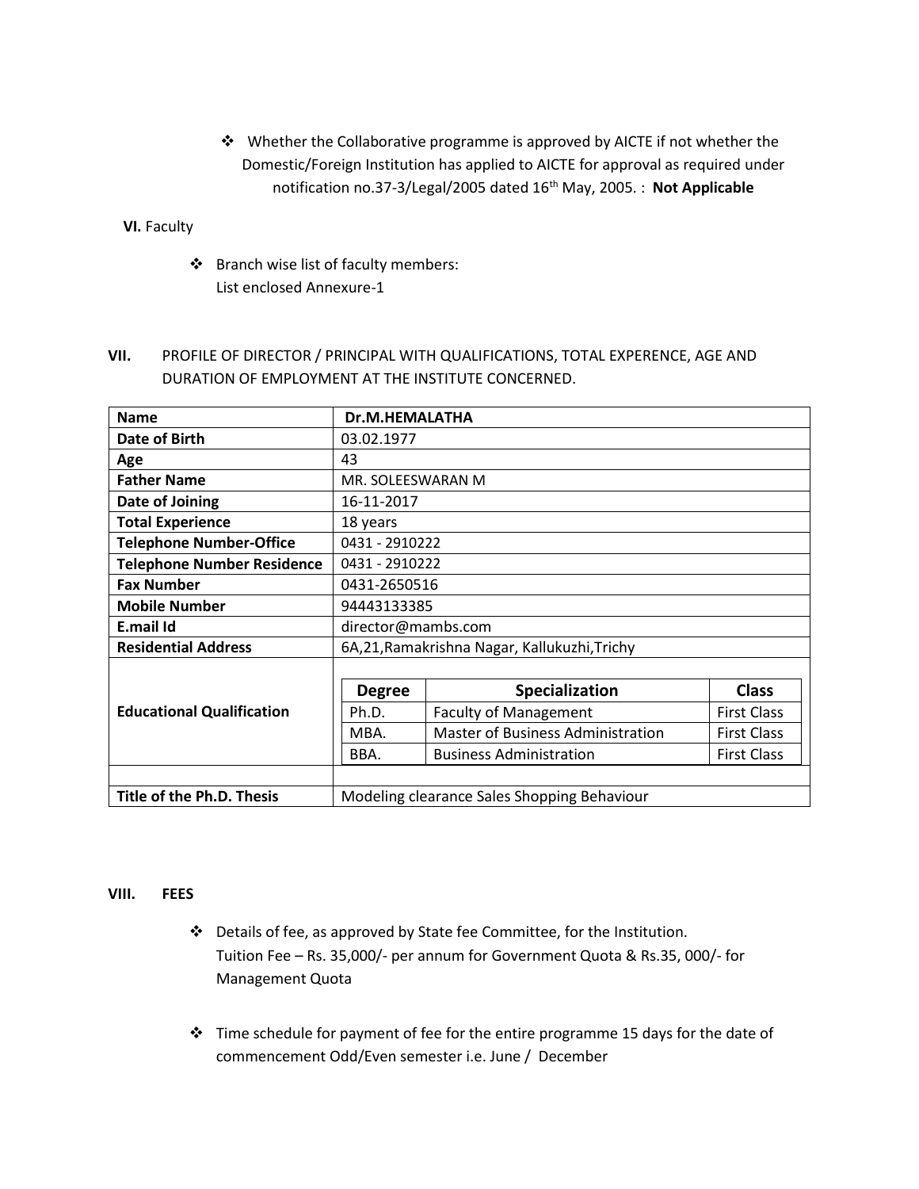- ❖ Whether the Collaborative programme is approved by AICTE if not whether the Domestic/Foreign Institution has applied to AICTE for approval as required under notification no.37-3/Legal/2005 dated 16th May, 2005. : **Not Applicable**

**VI.** Faculty

- ❖ Branch wise list of faculty members:
  List enclosed Annexure-1

**VII.** PROFILE OF DIRECTOR / PRINCIPAL WITH QUALIFICATIONS, TOTAL EXPERENCE, AGE AND DURATION OF EMPLOYMENT AT THE INSTITUTE CONCERNED.

| **Name** | **Dr.M.HEMALATHA** | | |
|---|---|---|---|
| **Date of Birth** | 03.02.1977 | | |
| **Age** | 43 | | |
| **Father Name** | MR. SOLEESWARAN M | | |
| **Date of Joining** | 16-11-2017 | | |
| **Total Experience** | 18 years | | |
| **Telephone Number-Office** | 0431 - 2910222 | | |
| **Telephone Number Residence** | 0431 - 2910222 | | |
| **Fax Number** | 0431-2650516 | | |
| **Mobile Number** | 94443133385 | | |
| **E.mail Id** | director@mambs.com | | |
| **Residential Address** | 6A,21,Ramakrishna Nagar, Kallukuzhi,Trichy | | |
| **Educational Qualification** | **Degree** | **Specialization** | **Class** |
| | Ph.D. | Faculty of Management | First Class |
| | MBA. | Master of Business Administration | First Class |
| | BBA. | Business Administration | First Class |
| | | | |
| **Title of the Ph.D. Thesis** | Modeling clearance Sales Shopping Behaviour | | |

**VIII. FEES**

- ❖ Details of fee, as approved by State fee Committee, for the Institution.
  Tuition Fee – Rs. 35,000/- per annum for Government Quota & Rs.35, 000/- for Management Quota

- ❖ Time schedule for payment of fee for the entire programme 15 days for the date of commencement Odd/Even semester i.e. June / December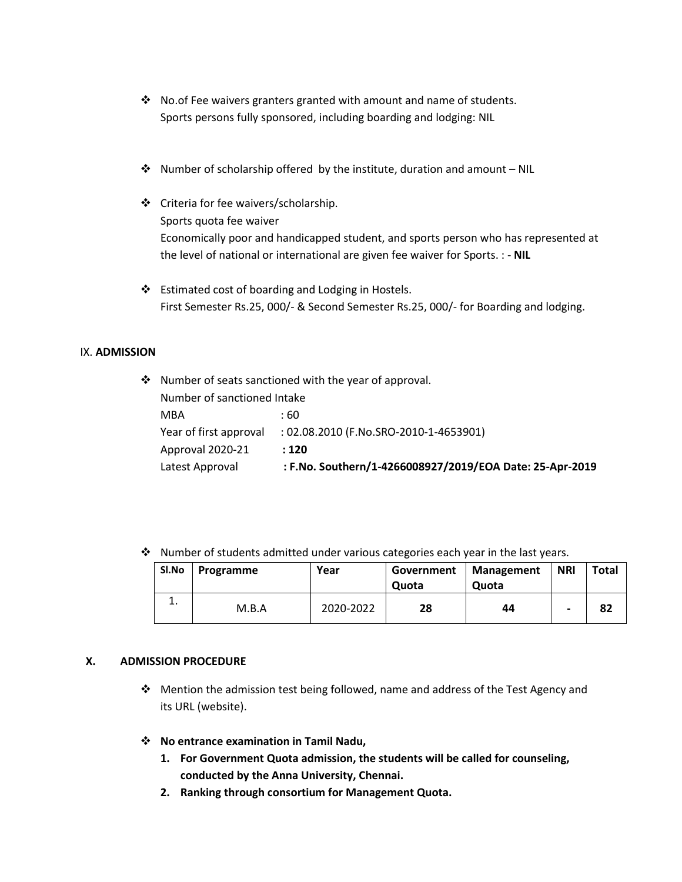- No.of Fee waivers granters granted with amount and name of students.
  Sports persons fully sponsored, including boarding and lodging: NIL

- Number of scholarship offered by the institute, duration and amount – NIL

- Criteria for fee waivers/scholarship.
  Sports quota fee waiver
  Economically poor and handicapped student, and sports person who has represented at the level of national or international are given fee waiver for Sports. : - **NIL**

- Estimated cost of boarding and Lodging in Hostels.
  First Semester Rs.25, 000/- & Second Semester Rs.25, 000/- for Boarding and lodging.

## IX. ADMISSION

- Number of seats sanctioned with the year of approval.
  Number of sanctioned Intake
  MBA : 60
  Year of first approval : 02.08.2010 (F.No.SRO-2010-1-4653901)
  Approval 2020-21 **: 120**
  Latest Approval **: F.No. Southern/1-4266008927/2019/EOA Date: 25-Apr-2019**

- Number of students admitted under various categories each year in the last years.

| Sl.No | Programme | Year | Government Quota | Management Quota | NRI | Total |
|---|---|---|---|---|---|---|
| 1. | M.B.A | 2020-2022 | **28** | **44** | - | **82** |

## X. ADMISSION PROCEDURE

- Mention the admission test being followed, name and address of the Test Agency and its URL (website).

- **No entrance examination in Tamil Nadu,**
  1. **For Government Quota admission, the students will be called for counseling, conducted by the Anna University, Chennai.**
  2. **Ranking through consortium for Management Quota.**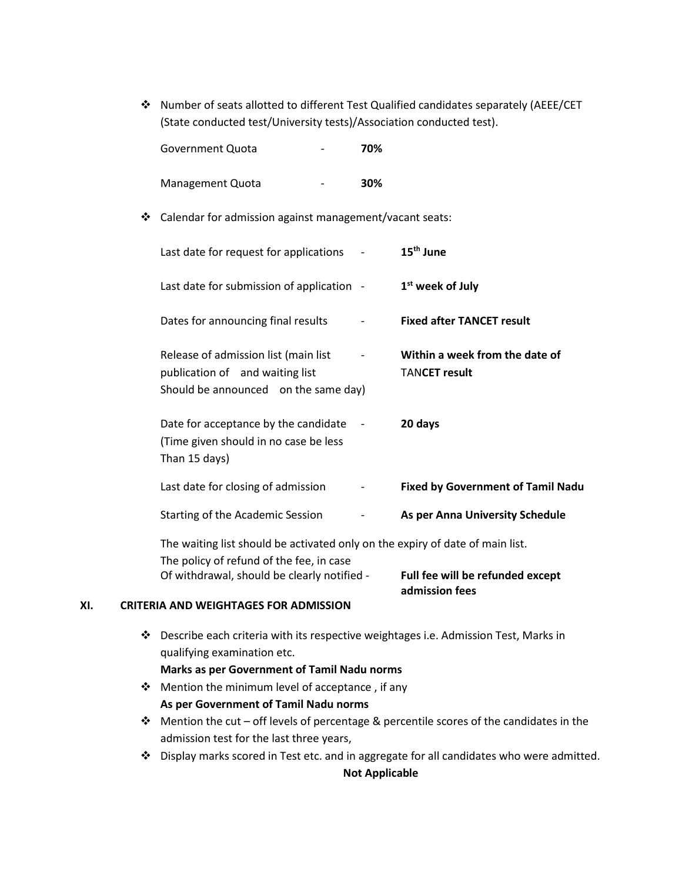- Number of seats allotted to different Test Qualified candidates separately (AEEE/CET (State conducted test/University tests)/Association conducted test).

  | | | |
  |---|---|---|
  | Government Quota | - | **70%** |
  | Management Quota | - | **30%** |

- Calendar for admission against management/vacant seats:

  | | | |
  |---|---|---|
  | Last date for request for applications | - | **15th June** |
  | Last date for submission of application | - | **1st week of July** |
  | Dates for announcing final results | - | **Fixed after TANCET result** |
  | Release of admission list (main list publication of and waiting list Should be announced on the same day) | - | **Within a week from the date of** TAN**CET result** |
  | Date for acceptance by the candidate (Time given should in no case be less Than 15 days) | - | **20 days** |
  | Last date for closing of admission | - | **Fixed by Government of Tamil Nadu** |
  | Starting of the Academic Session | - | **As per Anna University Schedule** |

  The waiting list should be activated only on the expiry of date of main list.

  The policy of refund of the fee, in case Of withdrawal, should be clearly notified - **Full fee will be refunded except admission fees**

## XI. CRITERIA AND WEIGHTAGES FOR ADMISSION

- Describe each criteria with its respective weightages i.e. Admission Test, Marks in qualifying examination etc.
  **Marks as per Government of Tamil Nadu norms**
- Mention the minimum level of acceptance , if any
  **As per Government of Tamil Nadu norms**
- Mention the cut – off levels of percentage & percentile scores of the candidates in the admission test for the last three years,
- Display marks scored in Test etc. and in aggregate for all candidates who were admitted.

**Not Applicable**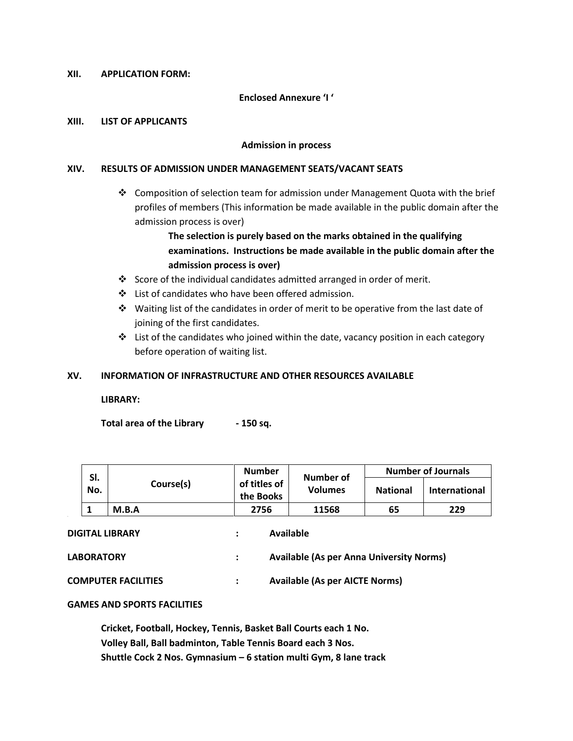**XII. APPLICATION FORM:**

**Enclosed Annexure 'I '**

**XIII. LIST OF APPLICANTS**

**Admission in process**

**XIV. RESULTS OF ADMISSION UNDER MANAGEMENT SEATS/VACANT SEATS**

- Composition of selection team for admission under Management Quota with the brief profiles of members (This information be made available in the public domain after the admission process is over)

  **The selection is purely based on the marks obtained in the qualifying examinations. Instructions be made available in the public domain after the admission process is over)**

- Score of the individual candidates admitted arranged in order of merit.
- List of candidates who have been offered admission.
- Waiting list of the candidates in order of merit to be operative from the last date of joining of the first candidates.
- List of the candidates who joined within the date, vacancy position in each category before operation of waiting list.

**XV. INFORMATION OF INFRASTRUCTURE AND OTHER RESOURCES AVAILABLE**

**LIBRARY:**

**Total area of the Library - 150 sq.**

| Sl. No. | Course(s) | Number of titles of the Books | Number of Volumes | Number of Journals | |
|---|---|---|---|---|---|
| | | | | National | International |
| 1 | M.B.A | 2756 | 11568 | 65 | 229 |

**DIGITAL LIBRARY : Available**

**LABORATORY : Available (As per Anna University Norms)**

**COMPUTER FACILITIES : Available (As per AICTE Norms)**

**GAMES AND SPORTS FACILITIES**

**Cricket, Football, Hockey, Tennis, Basket Ball Courts each 1 No.**
**Volley Ball, Ball badminton, Table Tennis Board each 3 Nos.**
**Shuttle Cock 2 Nos. Gymnasium – 6 station multi Gym, 8 lane track**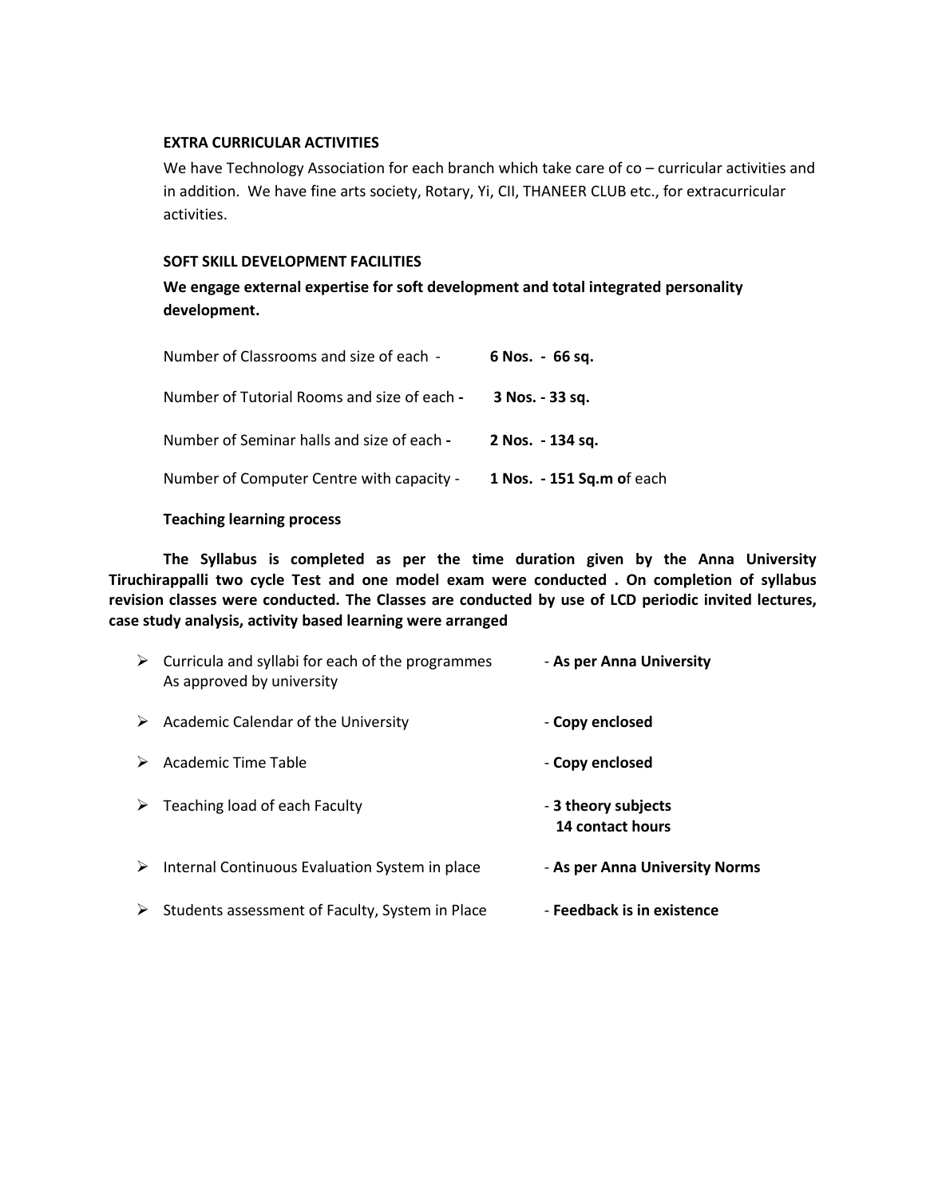**EXTRA CURRICULAR ACTIVITIES**

We have Technology Association for each branch which take care of co – curricular activities and in addition. We have fine arts society, Rotary, Yi, CII, THANEER CLUB etc., for extracurricular activities.

**SOFT SKILL DEVELOPMENT FACILITIES**

**We engage external expertise for soft development and total integrated personality development.**

| | |
|---|---|
| Number of Classrooms and size of each - | **6 Nos. - 66 sq.** |
| Number of Tutorial Rooms and size of each **-** | **3 Nos. - 33 sq.** |
| Number of Seminar halls and size of each **-** | **2 Nos. - 134 sq.** |
| Number of Computer Centre with capacity - | **1 Nos. - 151 Sq.m o**f each |

**Teaching learning process**

**The Syllabus is completed as per the time duration given by the Anna University Tiruchirappalli two cycle Test and one model exam were conducted . On completion of syllabus revision classes were conducted. The Classes are conducted by use of LCD periodic invited lectures, case study analysis, activity based learning were arranged**

- Curricula and syllabi for each of the programmes As approved by university - **As per Anna University**
- Academic Calendar of the University - **Copy enclosed**
- Academic Time Table - **Copy enclosed**
- Teaching load of each Faculty - **3 theory subjects 14 contact hours**
- Internal Continuous Evaluation System in place - **As per Anna University Norms**
- Students assessment of Faculty, System in Place - **Feedback is in existence**